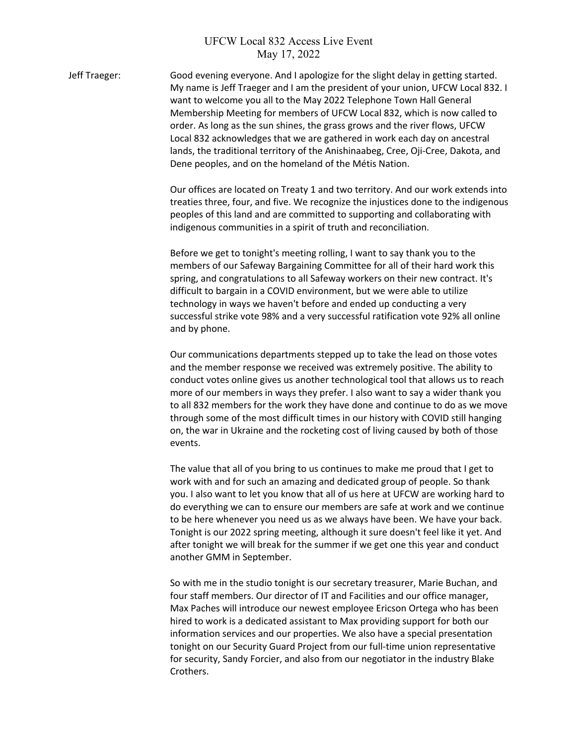# UFCW Local 832 Access Live Event
## May 17, 2022

**Jeff Traeger:** Good evening everyone. And I apologize for the slight delay in getting started. My name is Jeff Traeger and I am the president of your union, UFCW Local 832. I want to welcome you all to the May 2022 Telephone Town Hall General Membership Meeting for members of UFCW Local 832, which is now called to order. As long as the sun shines, the grass grows and the river flows, UFCW Local 832 acknowledges that we are gathered in work each day on ancestral lands, the traditional territory of the Anishinaabeg, Cree, Oji-Cree, Dakota, and Dene peoples, and on the homeland of the Métis Nation.

Our offices are located on Treaty 1 and two territory. And our work extends into treaties three, four, and five. We recognize the injustices done to the indigenous peoples of this land and are committed to supporting and collaborating with indigenous communities in a spirit of truth and reconciliation.

Before we get to tonight's meeting rolling, I want to say thank you to the members of our Safeway Bargaining Committee for all of their hard work this spring, and congratulations to all Safeway workers on their new contract. It's difficult to bargain in a COVID environment, but we were able to utilize technology in ways we haven't before and ended up conducting a very successful strike vote 98% and a very successful ratification vote 92% all online and by phone.

Our communications departments stepped up to take the lead on those votes and the member response we received was extremely positive. The ability to conduct votes online gives us another technological tool that allows us to reach more of our members in ways they prefer. I also want to say a wider thank you to all 832 members for the work they have done and continue to do as we move through some of the most difficult times in our history with COVID still hanging on, the war in Ukraine and the rocketing cost of living caused by both of those events.

The value that all of you bring to us continues to make me proud that I get to work with and for such an amazing and dedicated group of people. So thank you. I also want to let you know that all of us here at UFCW are working hard to do everything we can to ensure our members are safe at work and we continue to be here whenever you need us as we always have been. We have your back. Tonight is our 2022 spring meeting, although it sure doesn't feel like it yet. And after tonight we will break for the summer if we get one this year and conduct another GMM in September.

So with me in the studio tonight is our secretary treasurer, Marie Buchan, and four staff members. Our director of IT and Facilities and our office manager, Max Paches will introduce our newest employee Ericson Ortega who has been hired to work is a dedicated assistant to Max providing support for both our information services and our properties. We also have a special presentation tonight on our Security Guard Project from our full-time union representative for security, Sandy Forcier, and also from our negotiator in the industry Blake Crothers.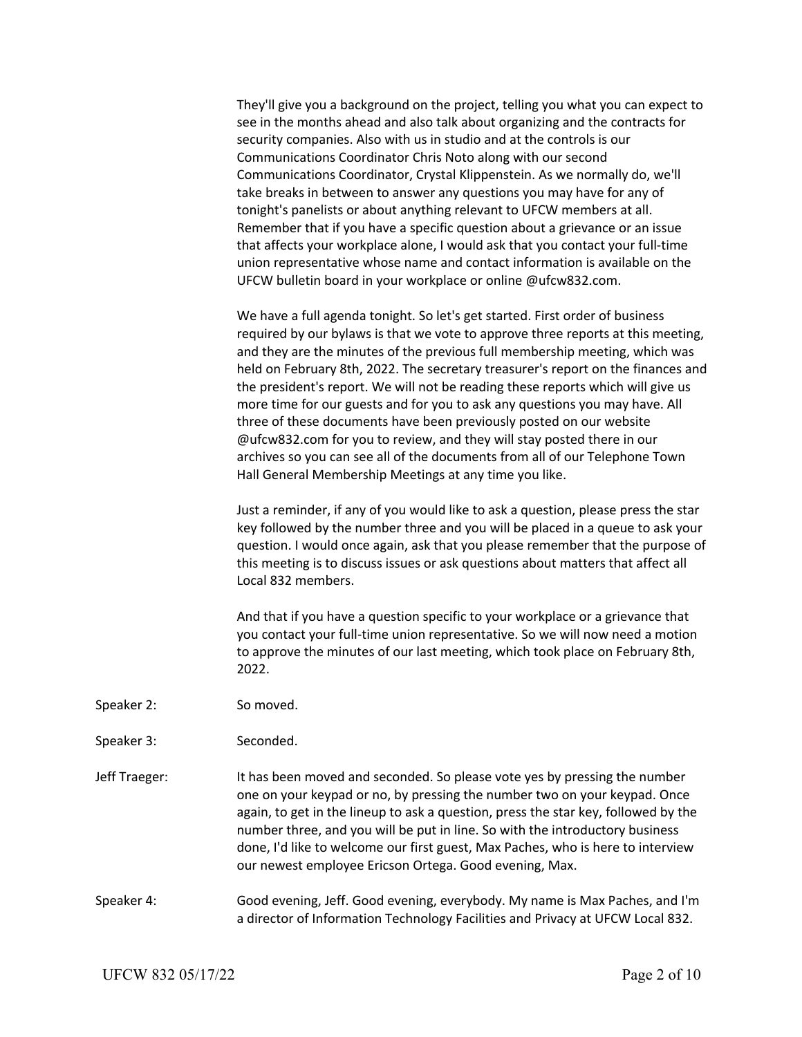They'll give you a background on the project, telling you what you can expect to see in the months ahead and also talk about organizing and the contracts for security companies. Also with us in studio and at the controls is our Communications Coordinator Chris Noto along with our second Communications Coordinator, Crystal Klippenstein. As we normally do, we'll take breaks in between to answer any questions you may have for any of tonight's panelists or about anything relevant to UFCW members at all. Remember that if you have a specific question about a grievance or an issue that affects your workplace alone, I would ask that you contact your full-time union representative whose name and contact information is available on the UFCW bulletin board in your workplace or online @ufcw832.com.

We have a full agenda tonight. So let's get started. First order of business required by our bylaws is that we vote to approve three reports at this meeting, and they are the minutes of the previous full membership meeting, which was held on February 8th, 2022. The secretary treasurer's report on the finances and the president's report. We will not be reading these reports which will give us more time for our guests and for you to ask any questions you may have. All three of these documents have been previously posted on our website @ufcw832.com for you to review, and they will stay posted there in our archives so you can see all of the documents from all of our Telephone Town Hall General Membership Meetings at any time you like.

Just a reminder, if any of you would like to ask a question, please press the star key followed by the number three and you will be placed in a queue to ask your question. I would once again, ask that you please remember that the purpose of this meeting is to discuss issues or ask questions about matters that affect all Local 832 members.

And that if you have a question specific to your workplace or a grievance that you contact your full-time union representative. So we will now need a motion to approve the minutes of our last meeting, which took place on February 8th, 2022.

Speaker 2: So moved.

Speaker 3: Seconded.

Jeff Traeger: It has been moved and seconded. So please vote yes by pressing the number one on your keypad or no, by pressing the number two on your keypad. Once again, to get in the lineup to ask a question, press the star key, followed by the number three, and you will be put in line. So with the introductory business done, I'd like to welcome our first guest, Max Paches, who is here to interview our newest employee Ericson Ortega. Good evening, Max.

Speaker 4: Good evening, Jeff. Good evening, everybody. My name is Max Paches, and I'm a director of Information Technology Facilities and Privacy at UFCW Local 832.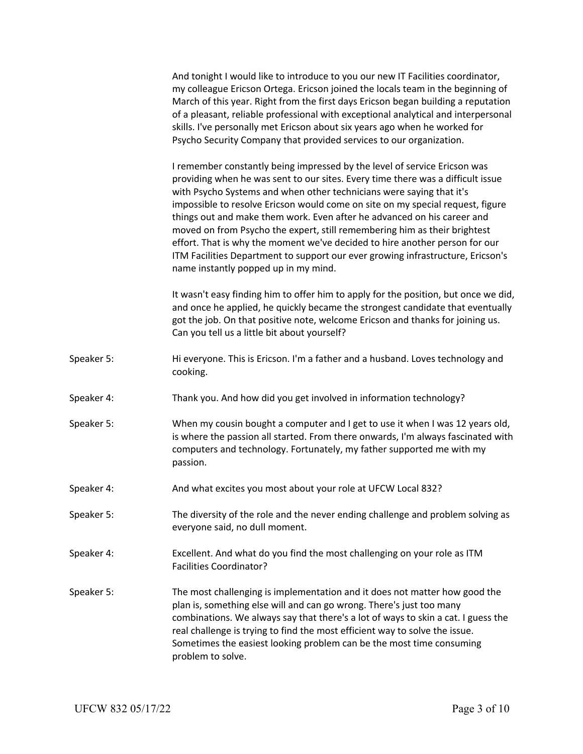And tonight I would like to introduce to you our new IT Facilities coordinator, my colleague Ericson Ortega. Ericson joined the locals team in the beginning of March of this year. Right from the first days Ericson began building a reputation of a pleasant, reliable professional with exceptional analytical and interpersonal skills. I've personally met Ericson about six years ago when he worked for Psycho Security Company that provided services to our organization.

I remember constantly being impressed by the level of service Ericson was providing when he was sent to our sites. Every time there was a difficult issue with Psycho Systems and when other technicians were saying that it's impossible to resolve Ericson would come on site on my special request, figure things out and make them work. Even after he advanced on his career and moved on from Psycho the expert, still remembering him as their brightest effort. That is why the moment we've decided to hire another person for our ITM Facilities Department to support our ever growing infrastructure, Ericson's name instantly popped up in my mind.

It wasn't easy finding him to offer him to apply for the position, but once we did, and once he applied, he quickly became the strongest candidate that eventually got the job. On that positive note, welcome Ericson and thanks for joining us. Can you tell us a little bit about yourself?

Speaker 5: Hi everyone. This is Ericson. I'm a father and a husband. Loves technology and cooking.

Speaker 4: Thank you. And how did you get involved in information technology?

Speaker 5: When my cousin bought a computer and I get to use it when I was 12 years old, is where the passion all started. From there onwards, I'm always fascinated with computers and technology. Fortunately, my father supported me with my passion.

Speaker 4: And what excites you most about your role at UFCW Local 832?

Speaker 5: The diversity of the role and the never ending challenge and problem solving as everyone said, no dull moment.

Speaker 4: Excellent. And what do you find the most challenging on your role as ITM Facilities Coordinator?

Speaker 5: The most challenging is implementation and it does not matter how good the plan is, something else will and can go wrong. There's just too many combinations. We always say that there's a lot of ways to skin a cat. I guess the real challenge is trying to find the most efficient way to solve the issue. Sometimes the easiest looking problem can be the most time consuming problem to solve.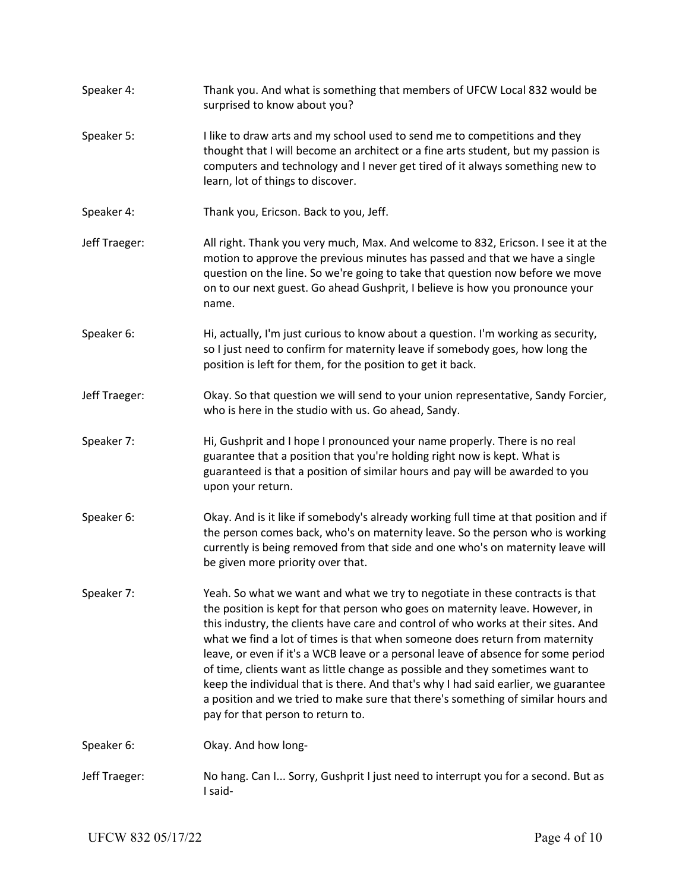**Speaker 4:** Thank you. And what is something that members of UFCW Local 832 would be surprised to know about you?

**Speaker 5:** I like to draw arts and my school used to send me to competitions and they thought that I will become an architect or a fine arts student, but my passion is computers and technology and I never get tired of it always something new to learn, lot of things to discover.

**Speaker 4:** Thank you, Ericson. Back to you, Jeff.

**Jeff Traeger:** All right. Thank you very much, Max. And welcome to 832, Ericson. I see it at the motion to approve the previous minutes has passed and that we have a single question on the line. So we're going to take that question now before we move on to our next guest. Go ahead Gushprit, I believe is how you pronounce your name.

**Speaker 6:** Hi, actually, I'm just curious to know about a question. I'm working as security, so I just need to confirm for maternity leave if somebody goes, how long the position is left for them, for the position to get it back.

**Jeff Traeger:** Okay. So that question we will send to your union representative, Sandy Forcier, who is here in the studio with us. Go ahead, Sandy.

**Speaker 7:** Hi, Gushprit and I hope I pronounced your name properly. There is no real guarantee that a position that you're holding right now is kept. What is guaranteed is that a position of similar hours and pay will be awarded to you upon your return.

**Speaker 6:** Okay. And is it like if somebody's already working full time at that position and if the person comes back, who's on maternity leave. So the person who is working currently is being removed from that side and one who's on maternity leave will be given more priority over that.

**Speaker 7:** Yeah. So what we want and what we try to negotiate in these contracts is that the position is kept for that person who goes on maternity leave. However, in this industry, the clients have care and control of who works at their sites. And what we find a lot of times is that when someone does return from maternity leave, or even if it's a WCB leave or a personal leave of absence for some period of time, clients want as little change as possible and they sometimes want to keep the individual that is there. And that's why I had said earlier, we guarantee a position and we tried to make sure that there's something of similar hours and pay for that person to return to.

**Speaker 6:** Okay. And how long-

**Jeff Traeger:** No hang. Can I... Sorry, Gushprit I just need to interrupt you for a second. But as I said-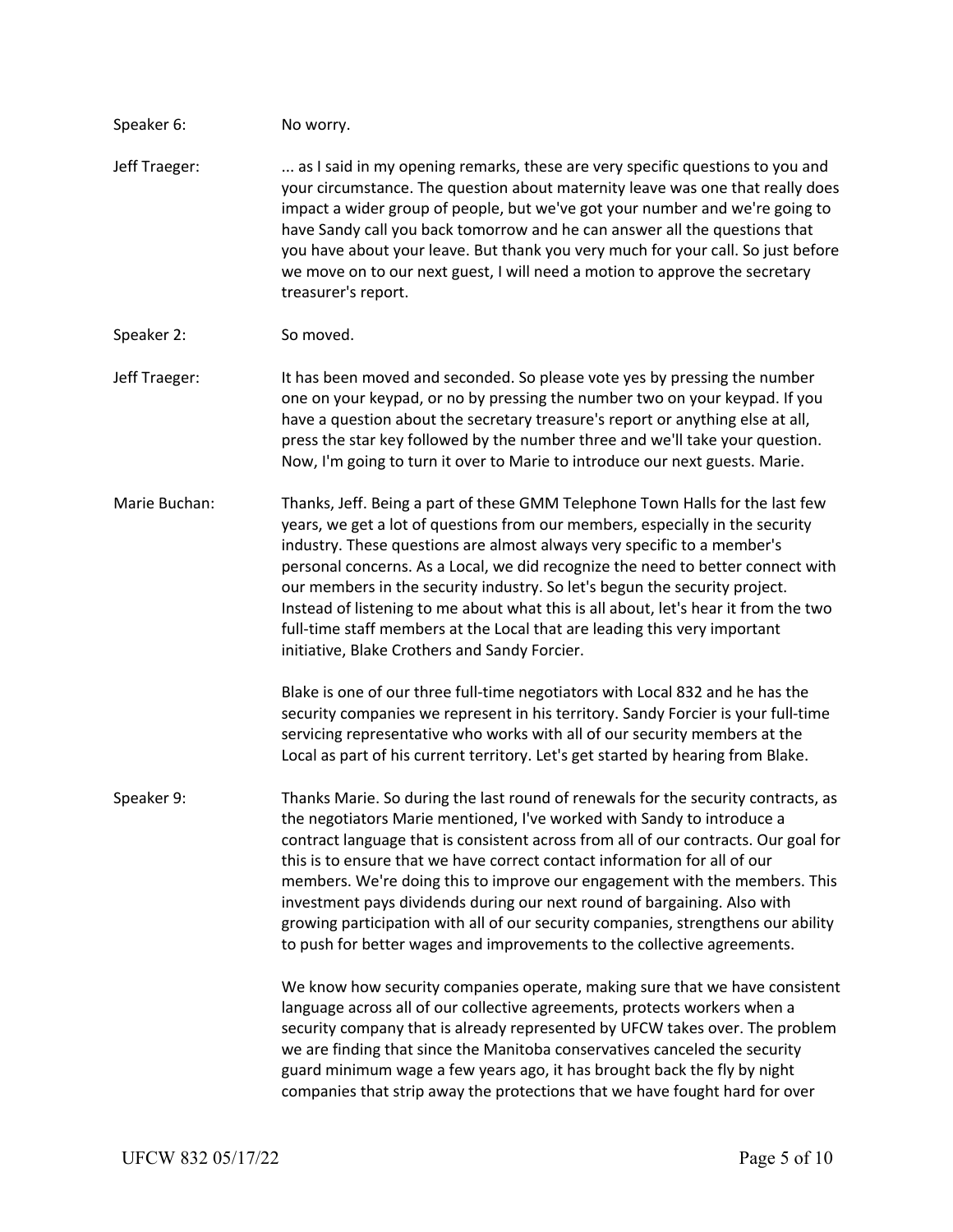Speaker 6: No worry.

Jeff Traeger: ... as I said in my opening remarks, these are very specific questions to you and your circumstance. The question about maternity leave was one that really does impact a wider group of people, but we've got your number and we're going to have Sandy call you back tomorrow and he can answer all the questions that you have about your leave. But thank you very much for your call. So just before we move on to our next guest, I will need a motion to approve the secretary treasurer's report.

Speaker 2: So moved.

Jeff Traeger: It has been moved and seconded. So please vote yes by pressing the number one on your keypad, or no by pressing the number two on your keypad. If you have a question about the secretary treasure's report or anything else at all, press the star key followed by the number three and we'll take your question. Now, I'm going to turn it over to Marie to introduce our next guests. Marie.

Marie Buchan: Thanks, Jeff. Being a part of these GMM Telephone Town Halls for the last few years, we get a lot of questions from our members, especially in the security industry. These questions are almost always very specific to a member's personal concerns. As a Local, we did recognize the need to better connect with our members in the security industry. So let's begun the security project. Instead of listening to me about what this is all about, let's hear it from the two full-time staff members at the Local that are leading this very important initiative, Blake Crothers and Sandy Forcier.

Blake is one of our three full-time negotiators with Local 832 and he has the security companies we represent in his territory. Sandy Forcier is your full-time servicing representative who works with all of our security members at the Local as part of his current territory. Let's get started by hearing from Blake.

Speaker 9: Thanks Marie. So during the last round of renewals for the security contracts, as the negotiators Marie mentioned, I've worked with Sandy to introduce a contract language that is consistent across from all of our contracts. Our goal for this is to ensure that we have correct contact information for all of our members. We're doing this to improve our engagement with the members. This investment pays dividends during our next round of bargaining. Also with growing participation with all of our security companies, strengthens our ability to push for better wages and improvements to the collective agreements.

We know how security companies operate, making sure that we have consistent language across all of our collective agreements, protects workers when a security company that is already represented by UFCW takes over. The problem we are finding that since the Manitoba conservatives canceled the security guard minimum wage a few years ago, it has brought back the fly by night companies that strip away the protections that we have fought hard for over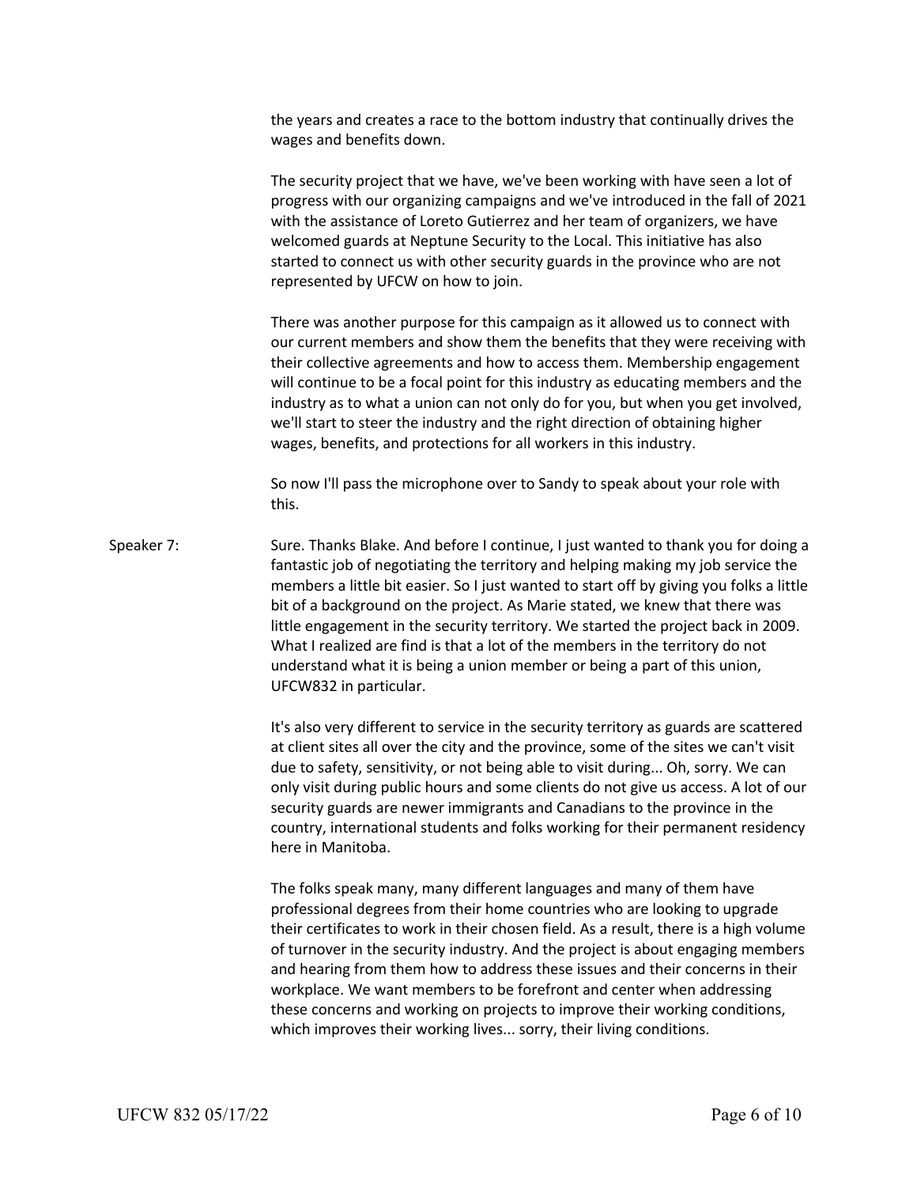the years and creates a race to the bottom industry that continually drives the wages and benefits down.

The security project that we have, we've been working with have seen a lot of progress with our organizing campaigns and we've introduced in the fall of 2021 with the assistance of Loreto Gutierrez and her team of organizers, we have welcomed guards at Neptune Security to the Local. This initiative has also started to connect us with other security guards in the province who are not represented by UFCW on how to join.

There was another purpose for this campaign as it allowed us to connect with our current members and show them the benefits that they were receiving with their collective agreements and how to access them. Membership engagement will continue to be a focal point for this industry as educating members and the industry as to what a union can not only do for you, but when you get involved, we'll start to steer the industry and the right direction of obtaining higher wages, benefits, and protections for all workers in this industry.

So now I'll pass the microphone over to Sandy to speak about your role with this.

Speaker 7: Sure. Thanks Blake. And before I continue, I just wanted to thank you for doing a fantastic job of negotiating the territory and helping making my job service the members a little bit easier. So I just wanted to start off by giving you folks a little bit of a background on the project. As Marie stated, we knew that there was little engagement in the security territory. We started the project back in 2009. What I realized are find is that a lot of the members in the territory do not understand what it is being a union member or being a part of this union, UFCW832 in particular.

It's also very different to service in the security territory as guards are scattered at client sites all over the city and the province, some of the sites we can't visit due to safety, sensitivity, or not being able to visit during... Oh, sorry. We can only visit during public hours and some clients do not give us access. A lot of our security guards are newer immigrants and Canadians to the province in the country, international students and folks working for their permanent residency here in Manitoba.

The folks speak many, many different languages and many of them have professional degrees from their home countries who are looking to upgrade their certificates to work in their chosen field. As a result, there is a high volume of turnover in the security industry. And the project is about engaging members and hearing from them how to address these issues and their concerns in their workplace. We want members to be forefront and center when addressing these concerns and working on projects to improve their working conditions, which improves their working lives... sorry, their living conditions.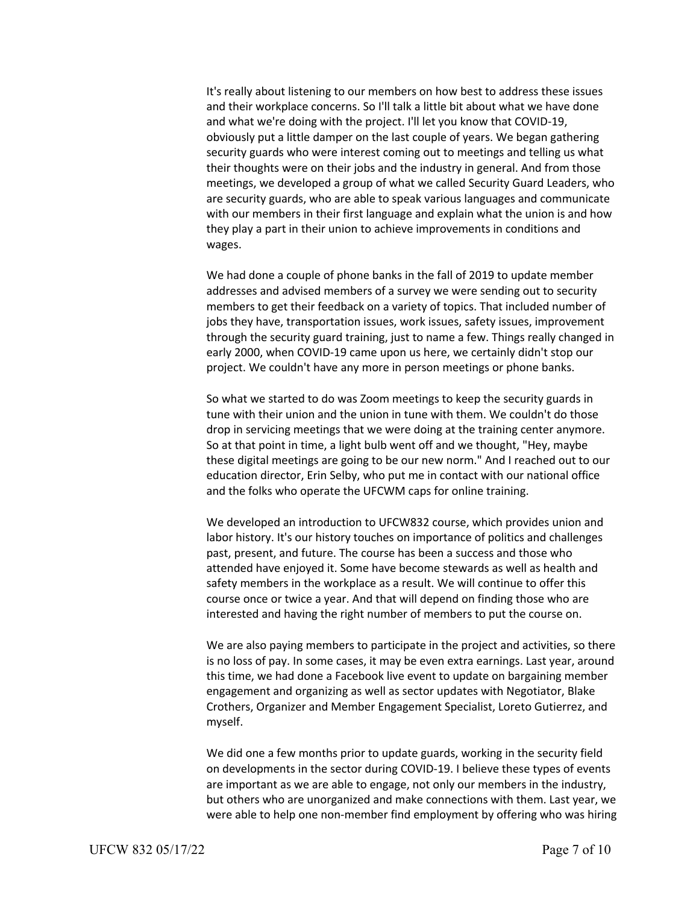It's really about listening to our members on how best to address these issues and their workplace concerns. So I'll talk a little bit about what we have done and what we're doing with the project. I'll let you know that COVID-19, obviously put a little damper on the last couple of years. We began gathering security guards who were interest coming out to meetings and telling us what their thoughts were on their jobs and the industry in general. And from those meetings, we developed a group of what we called Security Guard Leaders, who are security guards, who are able to speak various languages and communicate with our members in their first language and explain what the union is and how they play a part in their union to achieve improvements in conditions and wages.

We had done a couple of phone banks in the fall of 2019 to update member addresses and advised members of a survey we were sending out to security members to get their feedback on a variety of topics. That included number of jobs they have, transportation issues, work issues, safety issues, improvement through the security guard training, just to name a few. Things really changed in early 2000, when COVID-19 came upon us here, we certainly didn't stop our project. We couldn't have any more in person meetings or phone banks.

So what we started to do was Zoom meetings to keep the security guards in tune with their union and the union in tune with them. We couldn't do those drop in servicing meetings that we were doing at the training center anymore. So at that point in time, a light bulb went off and we thought, "Hey, maybe these digital meetings are going to be our new norm." And I reached out to our education director, Erin Selby, who put me in contact with our national office and the folks who operate the UFCWM caps for online training.

We developed an introduction to UFCW832 course, which provides union and labor history. It's our history touches on importance of politics and challenges past, present, and future. The course has been a success and those who attended have enjoyed it. Some have become stewards as well as health and safety members in the workplace as a result. We will continue to offer this course once or twice a year. And that will depend on finding those who are interested and having the right number of members to put the course on.

We are also paying members to participate in the project and activities, so there is no loss of pay. In some cases, it may be even extra earnings. Last year, around this time, we had done a Facebook live event to update on bargaining member engagement and organizing as well as sector updates with Negotiator, Blake Crothers, Organizer and Member Engagement Specialist, Loreto Gutierrez, and myself.

We did one a few months prior to update guards, working in the security field on developments in the sector during COVID-19. I believe these types of events are important as we are able to engage, not only our members in the industry, but others who are unorganized and make connections with them. Last year, we were able to help one non-member find employment by offering who was hiring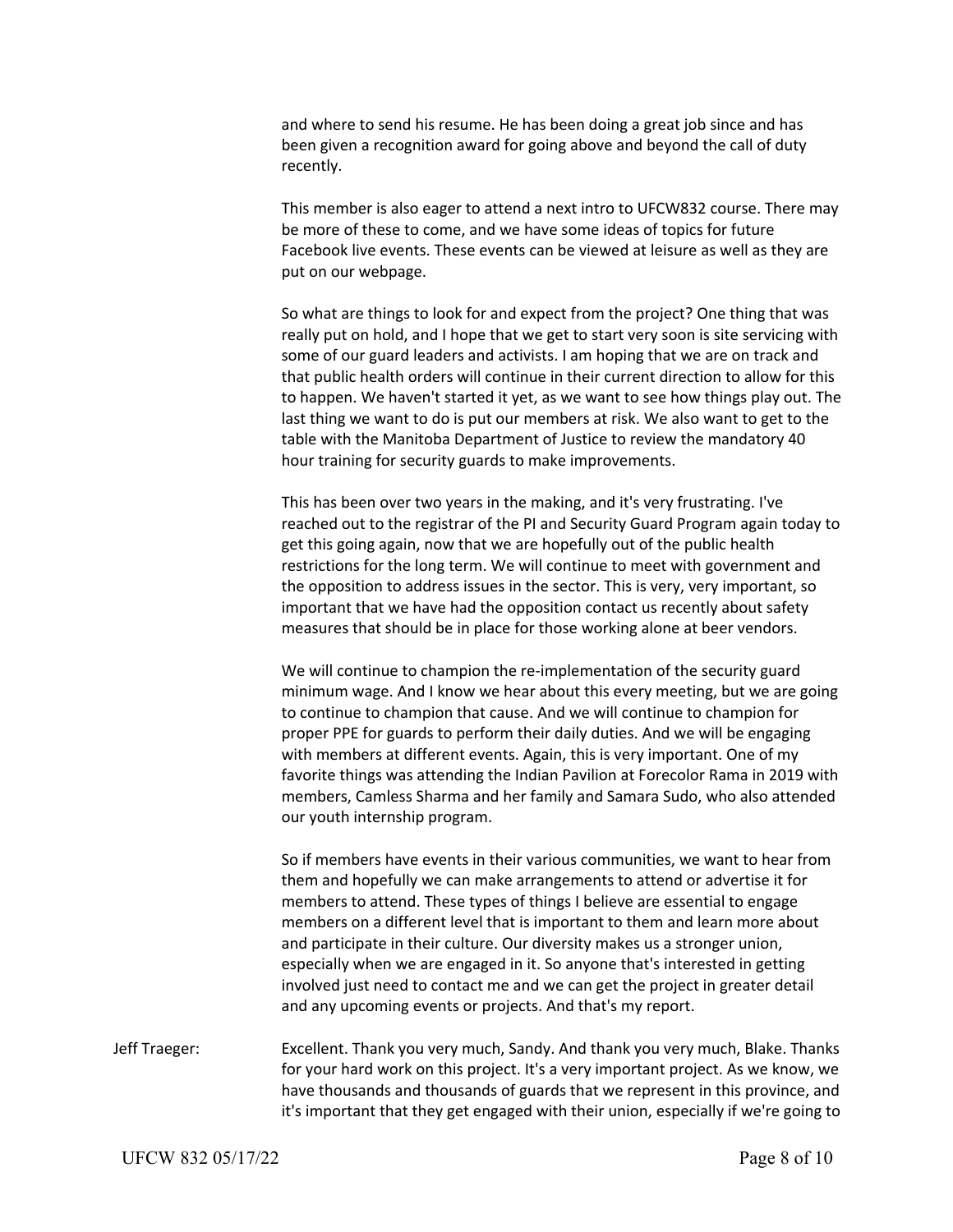and where to send his resume. He has been doing a great job since and has been given a recognition award for going above and beyond the call of duty recently.

This member is also eager to attend a next intro to UFCW832 course. There may be more of these to come, and we have some ideas of topics for future Facebook live events. These events can be viewed at leisure as well as they are put on our webpage.

So what are things to look for and expect from the project? One thing that was really put on hold, and I hope that we get to start very soon is site servicing with some of our guard leaders and activists. I am hoping that we are on track and that public health orders will continue in their current direction to allow for this to happen. We haven't started it yet, as we want to see how things play out. The last thing we want to do is put our members at risk. We also want to get to the table with the Manitoba Department of Justice to review the mandatory 40 hour training for security guards to make improvements.

This has been over two years in the making, and it's very frustrating. I've reached out to the registrar of the PI and Security Guard Program again today to get this going again, now that we are hopefully out of the public health restrictions for the long term. We will continue to meet with government and the opposition to address issues in the sector. This is very, very important, so important that we have had the opposition contact us recently about safety measures that should be in place for those working alone at beer vendors.

We will continue to champion the re-implementation of the security guard minimum wage. And I know we hear about this every meeting, but we are going to continue to champion that cause. And we will continue to champion for proper PPE for guards to perform their daily duties. And we will be engaging with members at different events. Again, this is very important. One of my favorite things was attending the Indian Pavilion at Forecolor Rama in 2019 with members, Camless Sharma and her family and Samara Sudo, who also attended our youth internship program.

So if members have events in their various communities, we want to hear from them and hopefully we can make arrangements to attend or advertise it for members to attend. These types of things I believe are essential to engage members on a different level that is important to them and learn more about and participate in their culture. Our diversity makes us a stronger union, especially when we are engaged in it. So anyone that's interested in getting involved just need to contact me and we can get the project in greater detail and any upcoming events or projects. And that's my report.

Jeff Traeger: Excellent. Thank you very much, Sandy. And thank you very much, Blake. Thanks for your hard work on this project. It's a very important project. As we know, we have thousands and thousands of guards that we represent in this province, and it's important that they get engaged with their union, especially if we're going to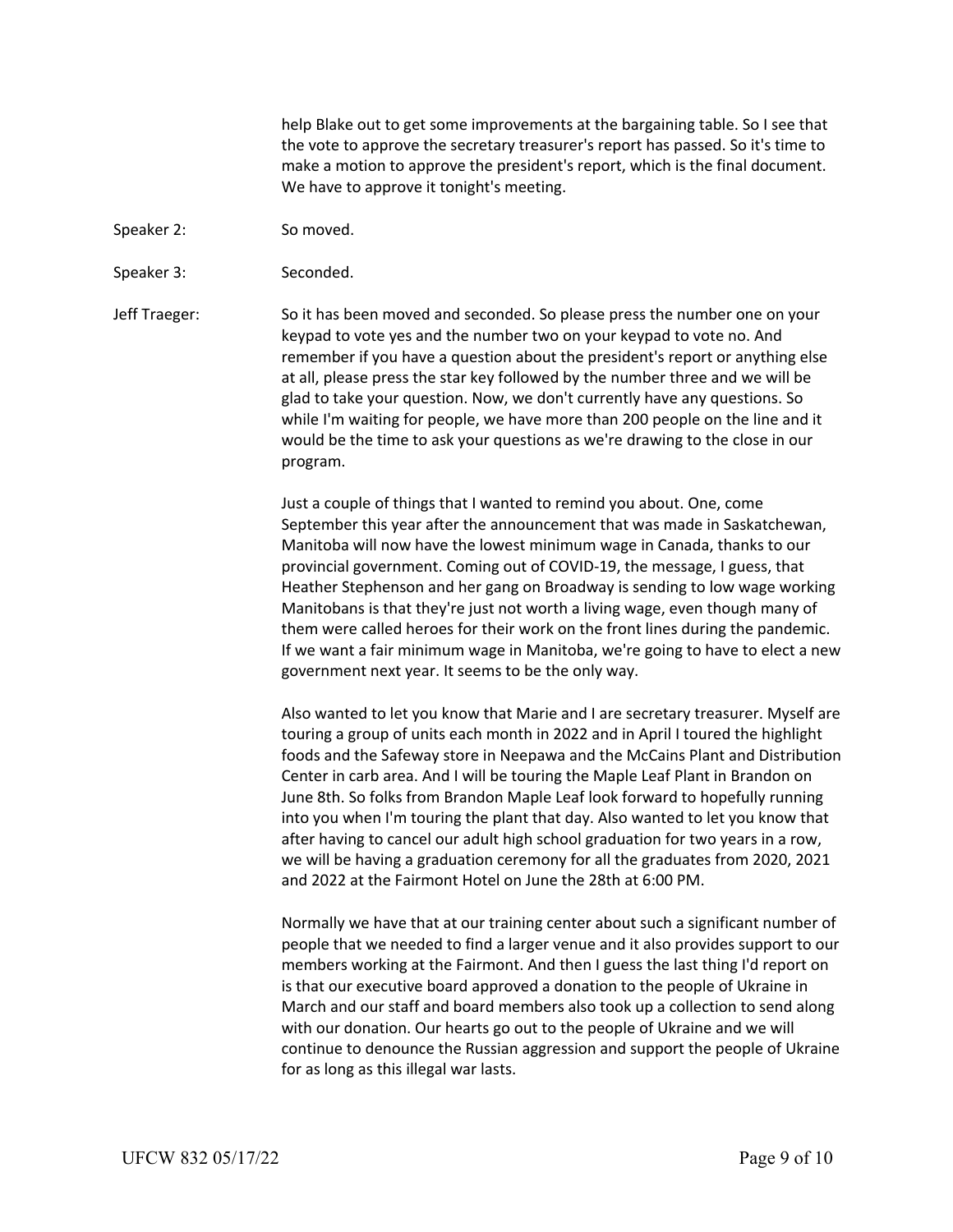help Blake out to get some improvements at the bargaining table. So I see that the vote to approve the secretary treasurer's report has passed. So it's time to make a motion to approve the president's report, which is the final document. We have to approve it tonight's meeting.

Speaker 2: So moved.

Speaker 3: Seconded.

Jeff Traeger: So it has been moved and seconded. So please press the number one on your keypad to vote yes and the number two on your keypad to vote no. And remember if you have a question about the president's report or anything else at all, please press the star key followed by the number three and we will be glad to take your question. Now, we don't currently have any questions. So while I'm waiting for people, we have more than 200 people on the line and it would be the time to ask your questions as we're drawing to the close in our program.

Just a couple of things that I wanted to remind you about. One, come September this year after the announcement that was made in Saskatchewan, Manitoba will now have the lowest minimum wage in Canada, thanks to our provincial government. Coming out of COVID-19, the message, I guess, that Heather Stephenson and her gang on Broadway is sending to low wage working Manitobans is that they're just not worth a living wage, even though many of them were called heroes for their work on the front lines during the pandemic. If we want a fair minimum wage in Manitoba, we're going to have to elect a new government next year. It seems to be the only way.

Also wanted to let you know that Marie and I are secretary treasurer. Myself are touring a group of units each month in 2022 and in April I toured the highlight foods and the Safeway store in Neepawa and the McCains Plant and Distribution Center in carb area. And I will be touring the Maple Leaf Plant in Brandon on June 8th. So folks from Brandon Maple Leaf look forward to hopefully running into you when I'm touring the plant that day. Also wanted to let you know that after having to cancel our adult high school graduation for two years in a row, we will be having a graduation ceremony for all the graduates from 2020, 2021 and 2022 at the Fairmont Hotel on June the 28th at 6:00 PM.

Normally we have that at our training center about such a significant number of people that we needed to find a larger venue and it also provides support to our members working at the Fairmont. And then I guess the last thing I'd report on is that our executive board approved a donation to the people of Ukraine in March and our staff and board members also took up a collection to send along with our donation. Our hearts go out to the people of Ukraine and we will continue to denounce the Russian aggression and support the people of Ukraine for as long as this illegal war lasts.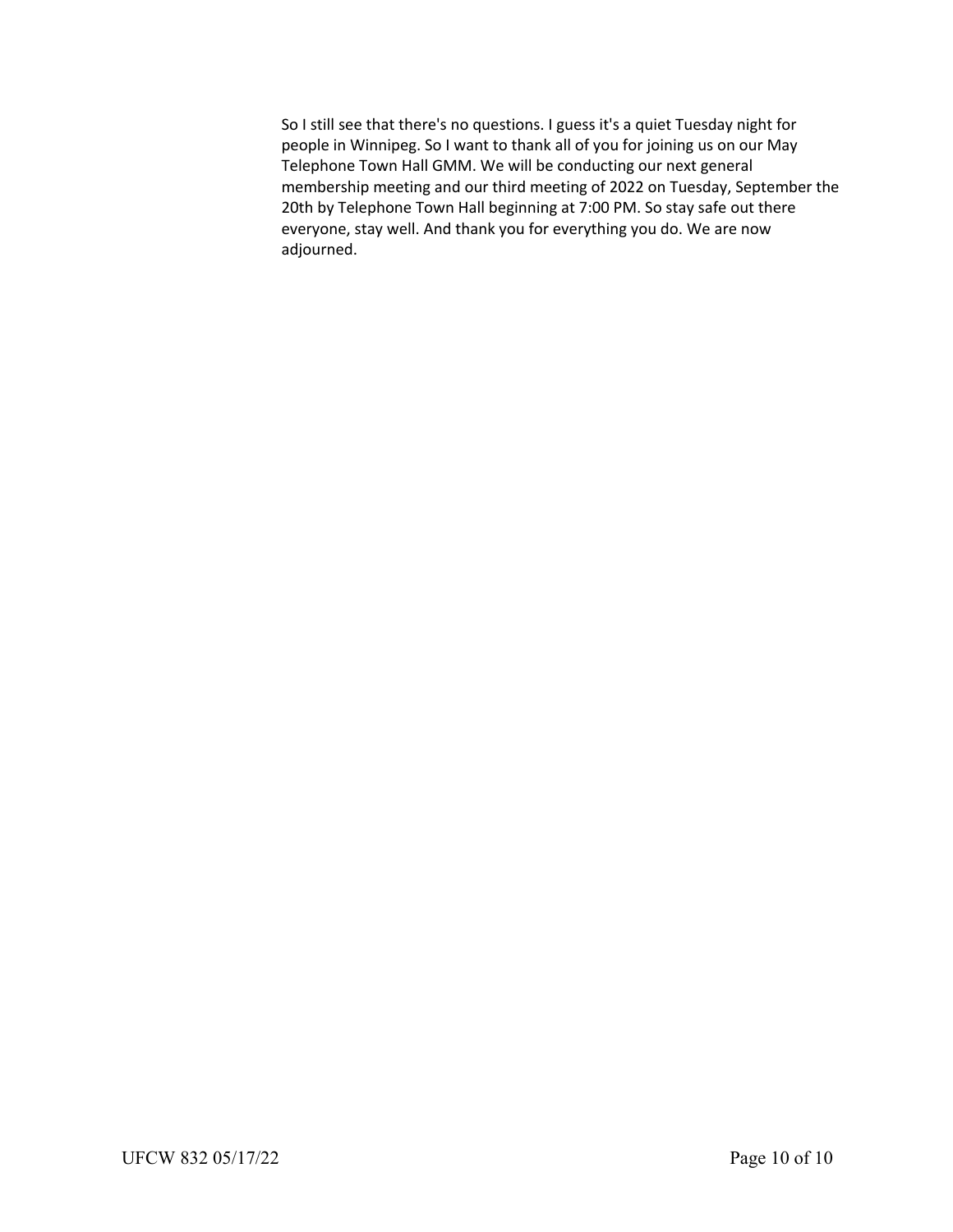So I still see that there's no questions. I guess it's a quiet Tuesday night for people in Winnipeg. So I want to thank all of you for joining us on our May Telephone Town Hall GMM. We will be conducting our next general membership meeting and our third meeting of 2022 on Tuesday, September the 20th by Telephone Town Hall beginning at 7:00 PM. So stay safe out there everyone, stay well. And thank you for everything you do. We are now adjourned.